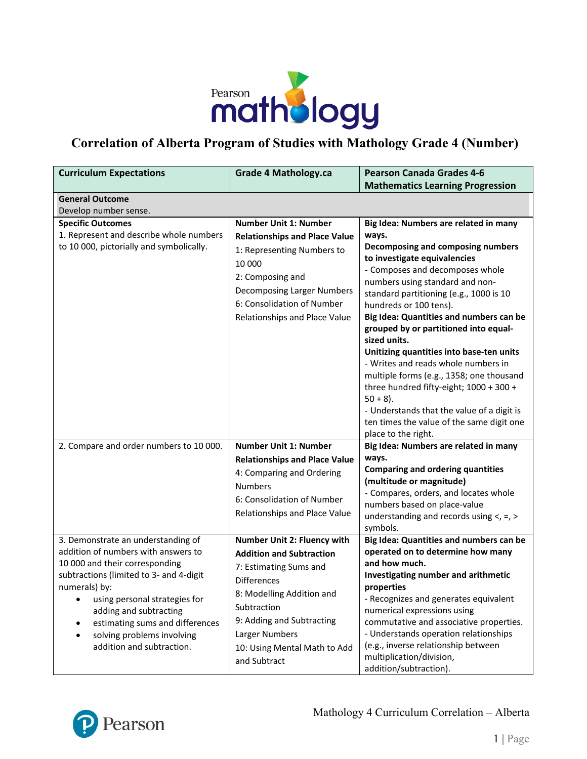# Correlation of Alberta Program of Studies with Mathology Grade 4 (Number)

| Curriculum Expectations | Grade 4 Mathology.ca | Pearson Canada Grades 4-6 Mathematics Learning Progression |
|---|---|---|
| **General Outcome**<br>Develop number sense. | | |
| **Specific Outcomes**<br>1. Represent and describe whole numbers to 10 000, pictorially and symbolically. | **Number Unit 1: Number Relationships and Place Value**<br>1: Representing Numbers to 10 000<br>2: Composing and Decomposing Larger Numbers<br>6: Consolidation of Number Relationships and Place Value | **Big Idea: Numbers are related in many ways.**<br>**Decomposing and composing numbers to investigate equivalencies**<br>- Composes and decomposes whole numbers using standard and non-standard partitioning (e.g., 1000 is 10 hundreds or 100 tens).<br>**Big Idea: Quantities and numbers can be grouped by or partitioned into equal-sized units.**<br>**Unitizing quantities into base-ten units**<br>- Writes and reads whole numbers in multiple forms (e.g., 1358; one thousand three hundred fifty-eight; 1000 + 300 + 50 + 8).<br>- Understands that the value of a digit is ten times the value of the same digit one place to the right. |
| 2. Compare and order numbers to 10 000. | **Number Unit 1: Number Relationships and Place Value**<br>4: Comparing and Ordering Numbers<br>6: Consolidation of Number Relationships and Place Value | **Big Idea: Numbers are related in many ways.**<br>**Comparing and ordering quantities (multitude or magnitude)**<br>- Compares, orders, and locates whole numbers based on place-value understanding and records using <, =, > symbols. |
| 3. Demonstrate an understanding of addition of numbers with answers to 10 000 and their corresponding subtractions (limited to 3- and 4-digit numerals) by:<br>• using personal strategies for adding and subtracting<br>• estimating sums and differences<br>• solving problems involving addition and subtraction. | **Number Unit 2: Fluency with Addition and Subtraction**<br>7: Estimating Sums and Differences<br>8: Modelling Addition and Subtraction<br>9: Adding and Subtracting Larger Numbers<br>10: Using Mental Math to Add and Subtract | **Big Idea: Quantities and numbers can be operated on to determine how many and how much.**<br>**Investigating number and arithmetic properties**<br>- Recognizes and generates equivalent numerical expressions using commutative and associative properties.<br>- Understands operation relationships (e.g., inverse relationship between multiplication/division, addition/subtraction). |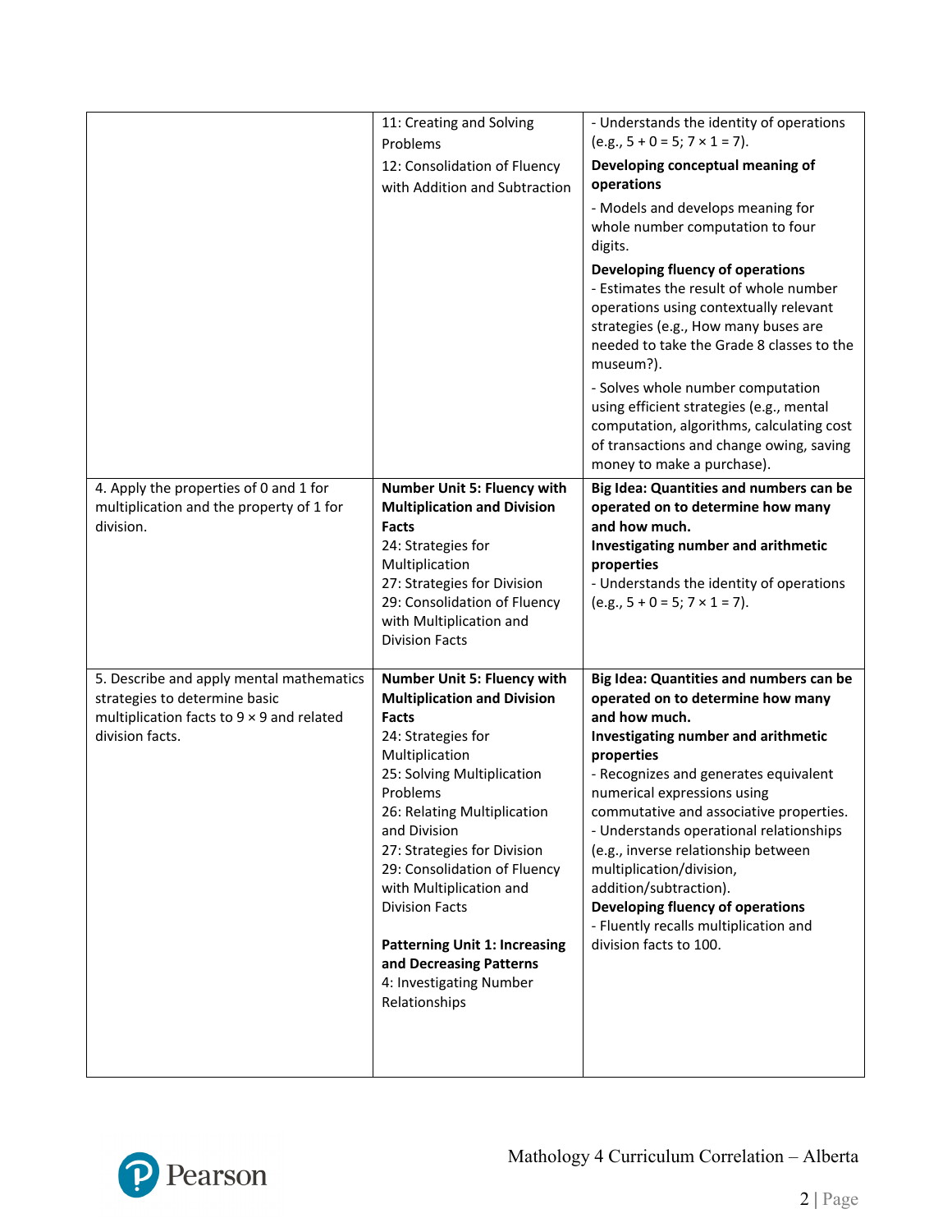|  |  |  |
|---|---|---|
|  | 11: Creating and Solving Problems<br>12: Consolidation of Fluency with Addition and Subtraction | - Understands the identity of operations (e.g., 5 + 0 = 5; 7 × 1 = 7).<br>**Developing conceptual meaning of operations**<br>- Models and develops meaning for whole number computation to four digits.<br>**Developing fluency of operations**<br>- Estimates the result of whole number operations using contextually relevant strategies (e.g., How many buses are needed to take the Grade 8 classes to the museum?).<br>- Solves whole number computation using efficient strategies (e.g., mental computation, algorithms, calculating cost of transactions and change owing, saving money to make a purchase). |
| 4. Apply the properties of 0 and 1 for multiplication and the property of 1 for division. | **Number Unit 5: Fluency with Multiplication and Division Facts**<br>24: Strategies for Multiplication<br>27: Strategies for Division<br>29: Consolidation of Fluency with Multiplication and Division Facts | **Big Idea: Quantities and numbers can be operated on to determine how many and how much.**<br>**Investigating number and arithmetic properties**<br>- Understands the identity of operations (e.g., 5 + 0 = 5; 7 × 1 = 7). |
| 5. Describe and apply mental mathematics strategies to determine basic multiplication facts to 9 × 9 and related division facts. | **Number Unit 5: Fluency with Multiplication and Division Facts**<br>24: Strategies for Multiplication<br>25: Solving Multiplication Problems<br>26: Relating Multiplication and Division<br>27: Strategies for Division<br>29: Consolidation of Fluency with Multiplication and Division Facts<br><br>**Patterning Unit 1: Increasing and Decreasing Patterns**<br>4: Investigating Number Relationships | **Big Idea: Quantities and numbers can be operated on to determine how many and how much.**<br>**Investigating number and arithmetic properties**<br>- Recognizes and generates equivalent numerical expressions using commutative and associative properties.<br>- Understands operational relationships (e.g., inverse relationship between multiplication/division, addition/subtraction).<br>**Developing fluency of operations**<br>- Fluently recalls multiplication and division facts to 100. |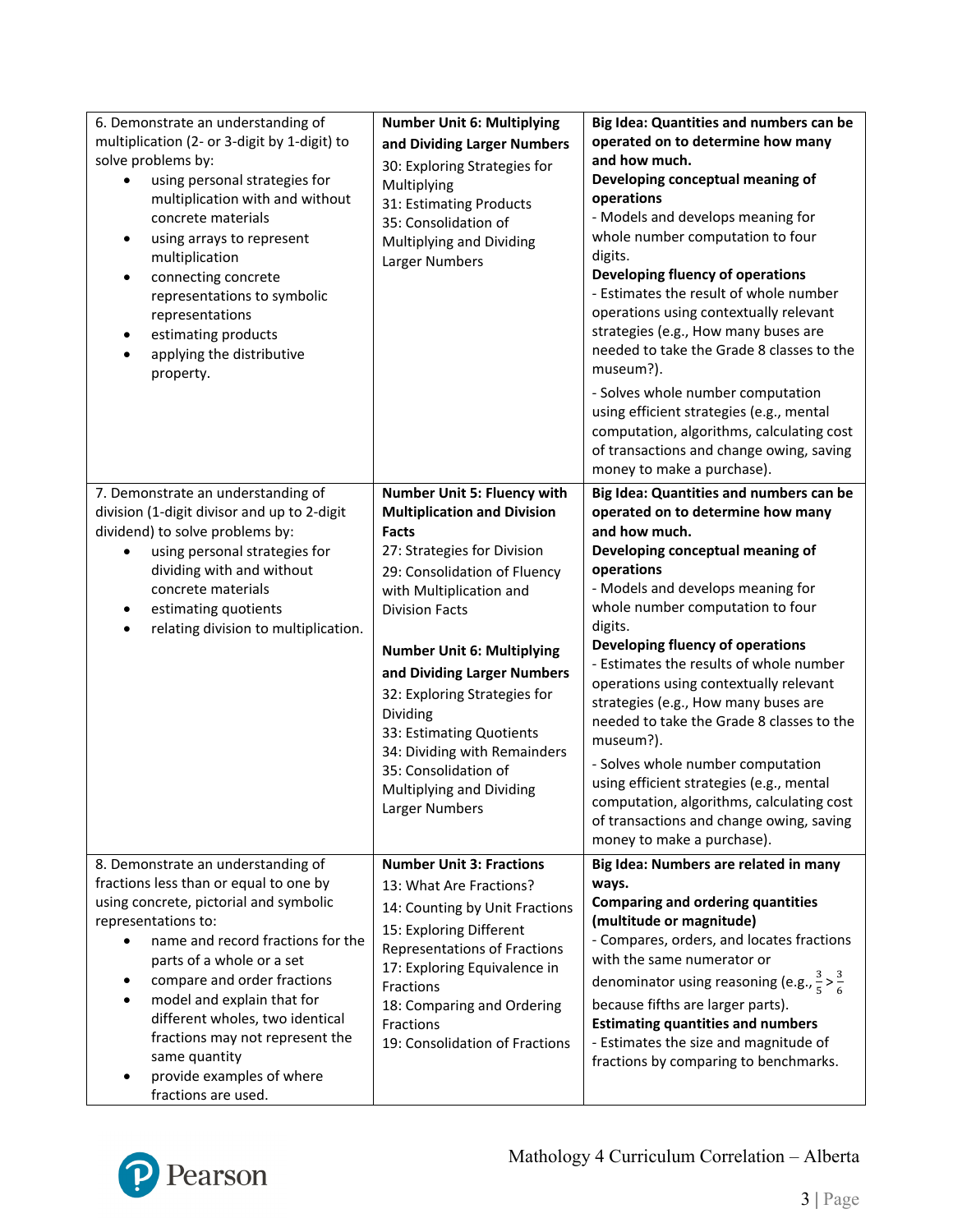| | | |
|---|---|---|
| 6. Demonstrate an understanding of multiplication (2- or 3-digit by 1-digit) to solve problems by:<br>• using personal strategies for multiplication with and without concrete materials<br>• using arrays to represent multiplication<br>• connecting concrete representations to symbolic representations<br>• estimating products<br>• applying the distributive property. | **Number Unit 6: Multiplying and Dividing Larger Numbers**<br>30: Exploring Strategies for Multiplying<br>31: Estimating Products<br>35: Consolidation of Multiplying and Dividing Larger Numbers | **Big Idea: Quantities and numbers can be operated on to determine how many and how much.**<br>**Developing conceptual meaning of operations**<br>- Models and develops meaning for whole number computation to four digits.<br>**Developing fluency of operations**<br>- Estimates the result of whole number operations using contextually relevant strategies (e.g., How many buses are needed to take the Grade 8 classes to the museum?).<br>- Solves whole number computation using efficient strategies (e.g., mental computation, algorithms, calculating cost of transactions and change owing, saving money to make a purchase). |
| 7. Demonstrate an understanding of division (1-digit divisor and up to 2-digit dividend) to solve problems by:<br>• using personal strategies for dividing with and without concrete materials<br>• estimating quotients<br>• relating division to multiplication. | **Number Unit 5: Fluency with Multiplication and Division Facts**<br>27: Strategies for Division<br>29: Consolidation of Fluency with Multiplication and Division Facts<br><br>**Number Unit 6: Multiplying and Dividing Larger Numbers**<br>32: Exploring Strategies for Dividing<br>33: Estimating Quotients<br>34: Dividing with Remainders<br>35: Consolidation of Multiplying and Dividing Larger Numbers | **Big Idea: Quantities and numbers can be operated on to determine how many and how much.**<br>**Developing conceptual meaning of operations**<br>- Models and develops meaning for whole number computation to four digits.<br>**Developing fluency of operations**<br>- Estimates the results of whole number operations using contextually relevant strategies (e.g., How many buses are needed to take the Grade 8 classes to the museum?).<br>- Solves whole number computation using efficient strategies (e.g., mental computation, algorithms, calculating cost of transactions and change owing, saving money to make a purchase). |
| 8. Demonstrate an understanding of fractions less than or equal to one by using concrete, pictorial and symbolic representations to:<br>• name and record fractions for the parts of a whole or a set<br>• compare and order fractions<br>• model and explain that for different wholes, two identical fractions may not represent the same quantity<br>• provide examples of where fractions are used. | **Number Unit 3: Fractions**<br>13: What Are Fractions?<br>14: Counting by Unit Fractions<br>15: Exploring Different Representations of Fractions<br>17: Exploring Equivalence in Fractions<br>18: Comparing and Ordering Fractions<br>19: Consolidation of Fractions | **Big Idea: Numbers are related in many ways.**<br>**Comparing and ordering quantities (multitude or magnitude)**<br>- Compares, orders, and locates fractions with the same numerator or denominator using reasoning (e.g., $\frac{3}{5} > \frac{3}{6}$ because fifths are larger parts).<br>**Estimating quantities and numbers**<br>- Estimates the size and magnitude of fractions by comparing to benchmarks. |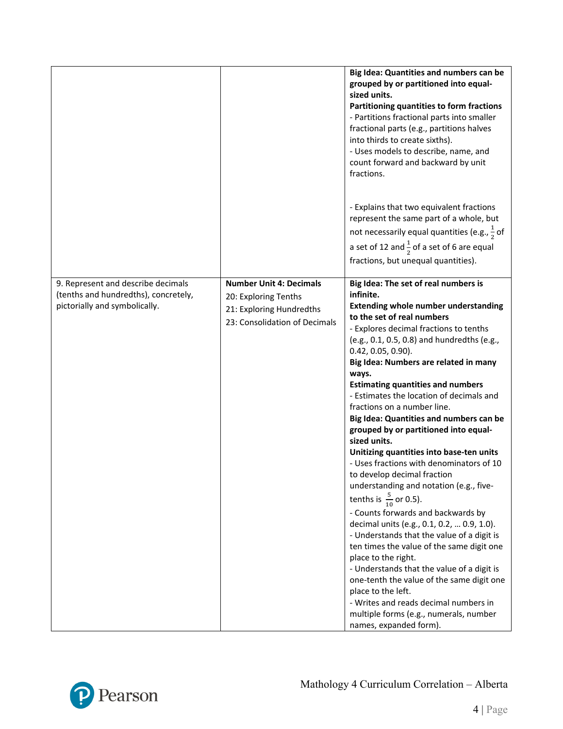| | | |
|---|---|---|
| | | **Big Idea: Quantities and numbers can be grouped by or partitioned into equal-sized units.**<br>**Partitioning quantities to form fractions**<br>- Partitions fractional parts into smaller fractional parts (e.g., partitions halves into thirds to create sixths).<br>- Uses models to describe, name, and count forward and backward by unit fractions.<br><br>- Explains that two equivalent fractions represent the same part of a whole, but not necessarily equal quantities (e.g., $\frac{1}{2}$ of a set of 12 and $\frac{1}{2}$ of a set of 6 are equal fractions, but unequal quantities). |
| 9. Represent and describe decimals (tenths and hundredths), concretely, pictorially and symbolically. | **Number Unit 4: Decimals**<br>20: Exploring Tenths<br>21: Exploring Hundredths<br>23: Consolidation of Decimals | **Big Idea: The set of real numbers is infinite.**<br>**Extending whole number understanding to the set of real numbers**<br>- Explores decimal fractions to tenths (e.g., 0.1, 0.5, 0.8) and hundredths (e.g., 0.42, 0.05, 0.90).<br>**Big Idea: Numbers are related in many ways.**<br>**Estimating quantities and numbers**<br>- Estimates the location of decimals and fractions on a number line.<br>**Big Idea: Quantities and numbers can be grouped by or partitioned into equal-sized units.**<br>**Unitizing quantities into base-ten units**<br>- Uses fractions with denominators of 10 to develop decimal fraction understanding and notation (e.g., five-tenths is $\frac{5}{10}$ or 0.5).<br>- Counts forwards and backwards by decimal units (e.g., 0.1, 0.2, … 0.9, 1.0).<br>- Understands that the value of a digit is ten times the value of the same digit one place to the right.<br>- Understands that the value of a digit is one-tenth the value of the same digit one place to the left.<br>- Writes and reads decimal numbers in multiple forms (e.g., numerals, number names, expanded form). |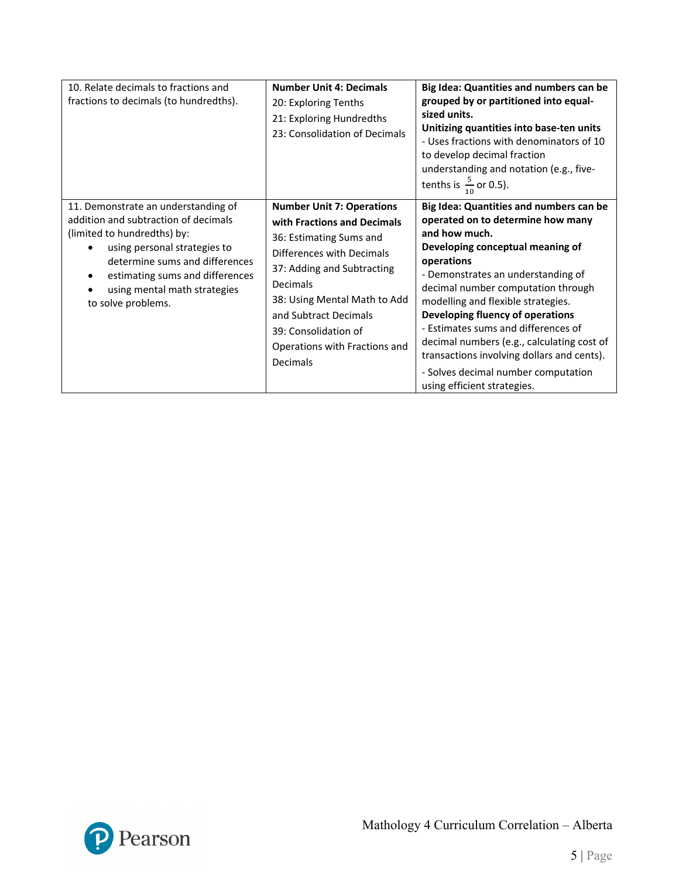| | | |
|---|---|---|
| 10. Relate decimals to fractions and fractions to decimals (to hundredths). | **Number Unit 4: Decimals**<br>20: Exploring Tenths<br>21: Exploring Hundredths<br>23: Consolidation of Decimals | **Big Idea: Quantities and numbers can be grouped by or partitioned into equal-sized units.**<br>**Unitizing quantities into base-ten units**<br>- Uses fractions with denominators of 10 to develop decimal fraction understanding and notation (e.g., five-tenths is $\frac{5}{10}$ or 0.5). |
| 11. Demonstrate an understanding of addition and subtraction of decimals (limited to hundredths) by:<br>• using personal strategies to determine sums and differences<br>• estimating sums and differences<br>• using mental math strategies<br>to solve problems. | **Number Unit 7: Operations with Fractions and Decimals**<br>36: Estimating Sums and Differences with Decimals<br>37: Adding and Subtracting Decimals<br>38: Using Mental Math to Add and Subtract Decimals<br>39: Consolidation of Operations with Fractions and Decimals | **Big Idea: Quantities and numbers can be operated on to determine how many and how much.**<br>**Developing conceptual meaning of operations**<br>- Demonstrates an understanding of decimal number computation through modelling and flexible strategies.<br>**Developing fluency of operations**<br>- Estimates sums and differences of decimal numbers (e.g., calculating cost of transactions involving dollars and cents).<br>- Solves decimal number computation using efficient strategies. |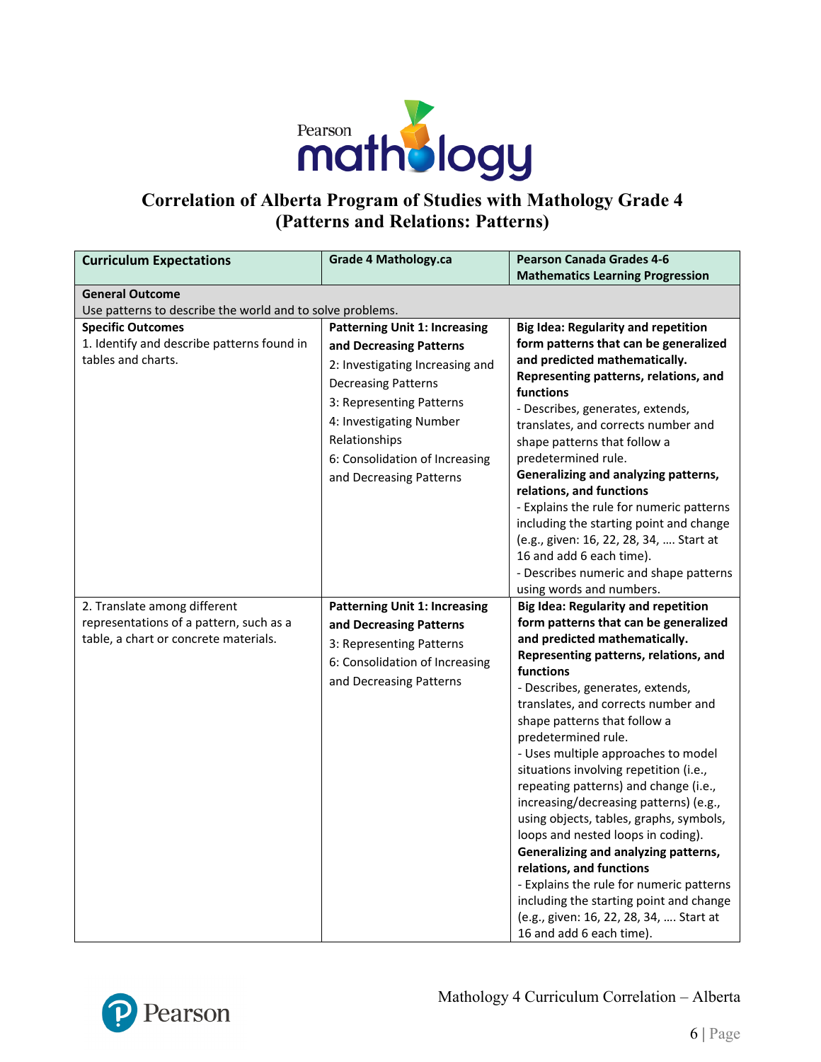# Correlation of Alberta Program of Studies with Mathology Grade 4 (Patterns and Relations: Patterns)

| Curriculum Expectations | Grade 4 Mathology.ca | Pearson Canada Grades 4-6 Mathematics Learning Progression |
|---|---|---|
| **General Outcome**<br>Use patterns to describe the world and to solve problems. | | |
| **Specific Outcomes**<br>1. Identify and describe patterns found in tables and charts. | **Patterning Unit 1: Increasing and Decreasing Patterns**<br>2: Investigating Increasing and Decreasing Patterns<br>3: Representing Patterns<br>4: Investigating Number Relationships<br>6: Consolidation of Increasing and Decreasing Patterns | **Big Idea: Regularity and repetition form patterns that can be generalized and predicted mathematically.**<br>**Representing patterns, relations, and functions**<br>- Describes, generates, extends, translates, and corrects number and shape patterns that follow a predetermined rule.<br>**Generalizing and analyzing patterns, relations, and functions**<br>- Explains the rule for numeric patterns including the starting point and change (e.g., given: 16, 22, 28, 34, …. Start at 16 and add 6 each time).<br>- Describes numeric and shape patterns using words and numbers. |
| 2. Translate among different representations of a pattern, such as a table, a chart or concrete materials. | **Patterning Unit 1: Increasing and Decreasing Patterns**<br>3: Representing Patterns<br>6: Consolidation of Increasing and Decreasing Patterns | **Big Idea: Regularity and repetition form patterns that can be generalized and predicted mathematically.**<br>**Representing patterns, relations, and functions**<br>- Describes, generates, extends, translates, and corrects number and shape patterns that follow a predetermined rule.<br>- Uses multiple approaches to model situations involving repetition (i.e., repeating patterns) and change (i.e., increasing/decreasing patterns) (e.g., using objects, tables, graphs, symbols, loops and nested loops in coding).<br>**Generalizing and analyzing patterns, relations, and functions**<br>- Explains the rule for numeric patterns including the starting point and change (e.g., given: 16, 22, 28, 34, …. Start at 16 and add 6 each time). |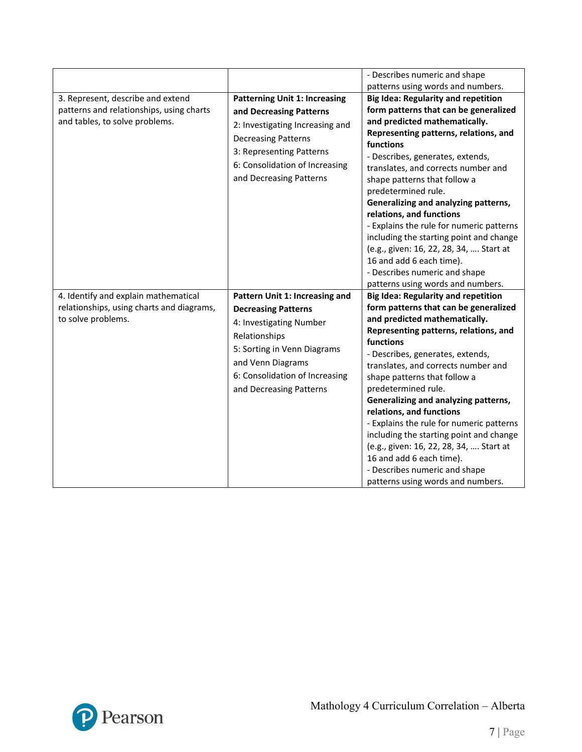| | | |
|---|---|---|
| | | - Describes numeric and shape patterns using words and numbers. |
| 3. Represent, describe and extend patterns and relationships, using charts and tables, to solve problems. | **Patterning Unit 1: Increasing and Decreasing Patterns**<br>2: Investigating Increasing and Decreasing Patterns<br>3: Representing Patterns<br>6: Consolidation of Increasing and Decreasing Patterns | **Big Idea: Regularity and repetition form patterns that can be generalized and predicted mathematically.**<br>**Representing patterns, relations, and functions**<br>- Describes, generates, extends, translates, and corrects number and shape patterns that follow a predetermined rule.<br>**Generalizing and analyzing patterns, relations, and functions**<br>- Explains the rule for numeric patterns including the starting point and change (e.g., given: 16, 22, 28, 34, …. Start at 16 and add 6 each time).<br>- Describes numeric and shape patterns using words and numbers. |
| 4. Identify and explain mathematical relationships, using charts and diagrams, to solve problems. | **Pattern Unit 1: Increasing and Decreasing Patterns**<br>4: Investigating Number Relationships<br>5: Sorting in Venn Diagrams and Venn Diagrams<br>6: Consolidation of Increasing and Decreasing Patterns | **Big Idea: Regularity and repetition form patterns that can be generalized and predicted mathematically.**<br>**Representing patterns, relations, and functions**<br>- Describes, generates, extends, translates, and corrects number and shape patterns that follow a predetermined rule.<br>**Generalizing and analyzing patterns, relations, and functions**<br>- Explains the rule for numeric patterns including the starting point and change (e.g., given: 16, 22, 28, 34, …. Start at 16 and add 6 each time).<br>- Describes numeric and shape patterns using words and numbers. |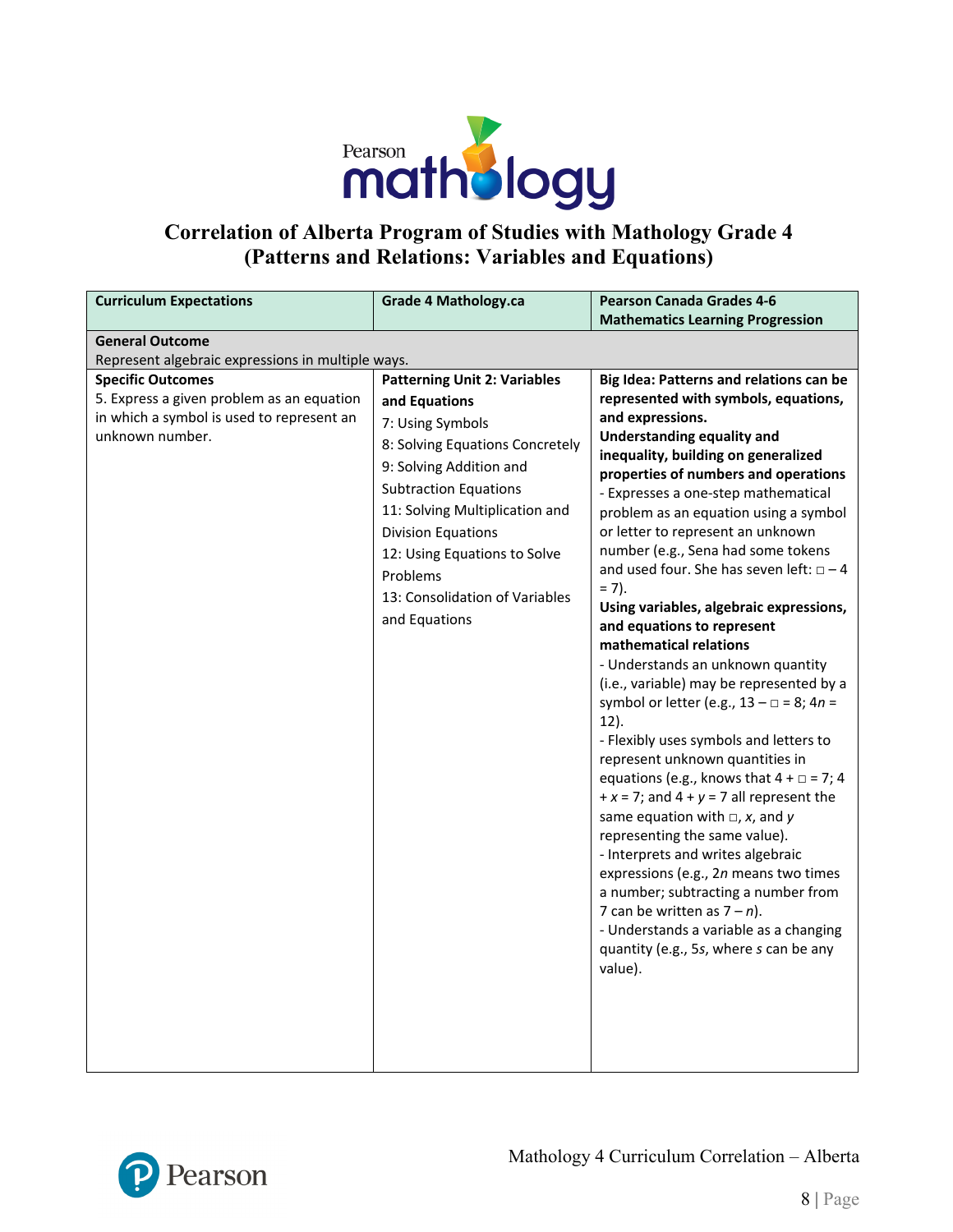# Correlation of Alberta Program of Studies with Mathology Grade 4 (Patterns and Relations: Variables and Equations)

| Curriculum Expectations | Grade 4 Mathology.ca | Pearson Canada Grades 4-6 Mathematics Learning Progression |
|---|---|---|
| **General Outcome**<br>Represent algebraic expressions in multiple ways. | | |
| **Specific Outcomes**<br>5. Express a given problem as an equation in which a symbol is used to represent an unknown number. | **Patterning Unit 2: Variables and Equations**<br>7: Using Symbols<br>8: Solving Equations Concretely<br>9: Solving Addition and Subtraction Equations<br>11: Solving Multiplication and Division Equations<br>12: Using Equations to Solve Problems<br>13: Consolidation of Variables and Equations | **Big Idea: Patterns and relations can be represented with symbols, equations, and expressions.**<br>**Understanding equality and inequality, building on generalized properties of numbers and operations**<br>- Expresses a one-step mathematical problem as an equation using a symbol or letter to represent an unknown number (e.g., Sena had some tokens and used four. She has seven left: $\square - 4 = 7$).<br>**Using variables, algebraic expressions, and equations to represent mathematical relations**<br>- Understands an unknown quantity (i.e., variable) may be represented by a symbol or letter (e.g., $13 - \square = 8$; $4n = 12$).<br>- Flexibly uses symbols and letters to represent unknown quantities in equations (e.g., knows that $4 + \square = 7$; $4 + x = 7$; and $4 + y = 7$ all represent the same equation with $\square$, $x$, and $y$ representing the same value).<br>- Interprets and writes algebraic expressions (e.g., $2n$ means two times a number; subtracting a number from 7 can be written as $7 - n$).<br>- Understands a variable as a changing quantity (e.g., $5s$, where $s$ can be any value). |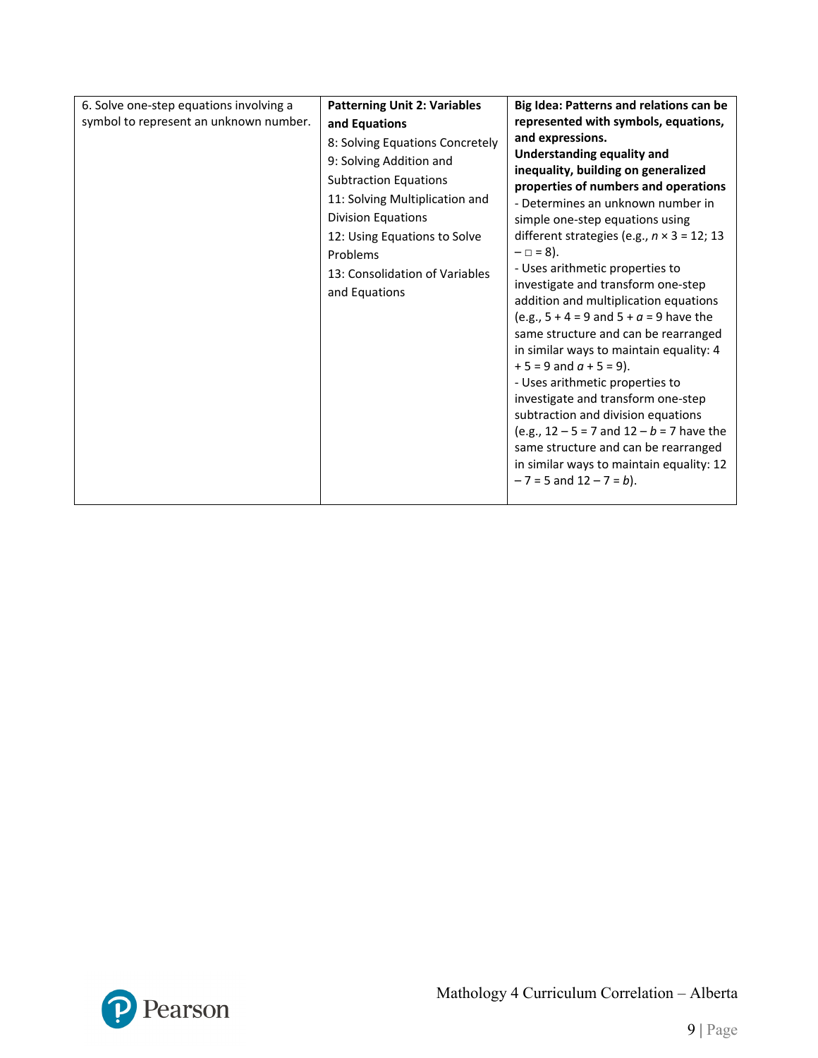| 6. Solve one-step equations involving a symbol to represent an unknown number. | **Patterning Unit 2: Variables and Equations**<br>8: Solving Equations Concretely<br>9: Solving Addition and Subtraction Equations<br>11: Solving Multiplication and Division Equations<br>12: Using Equations to Solve Problems<br>13: Consolidation of Variables and Equations | **Big Idea: Patterns and relations can be represented with symbols, equations, and expressions.**<br>**Understanding equality and inequality, building on generalized properties of numbers and operations**<br>- Determines an unknown number in simple one-step equations using different strategies (e.g., $n \times 3 = 12$; $13 - \square = 8$).<br>- Uses arithmetic properties to investigate and transform one-step addition and multiplication equations (e.g., $5 + 4 = 9$ and $5 + a = 9$ have the same structure and can be rearranged in similar ways to maintain equality: $4 + 5 = 9$ and $a + 5 = 9$).<br>- Uses arithmetic properties to investigate and transform one-step subtraction and division equations (e.g., $12 - 5 = 7$ and $12 - b = 7$ have the same structure and can be rearranged in similar ways to maintain equality: $12 - 7 = 5$ and $12 - 7 = b$). |
|---|---|---|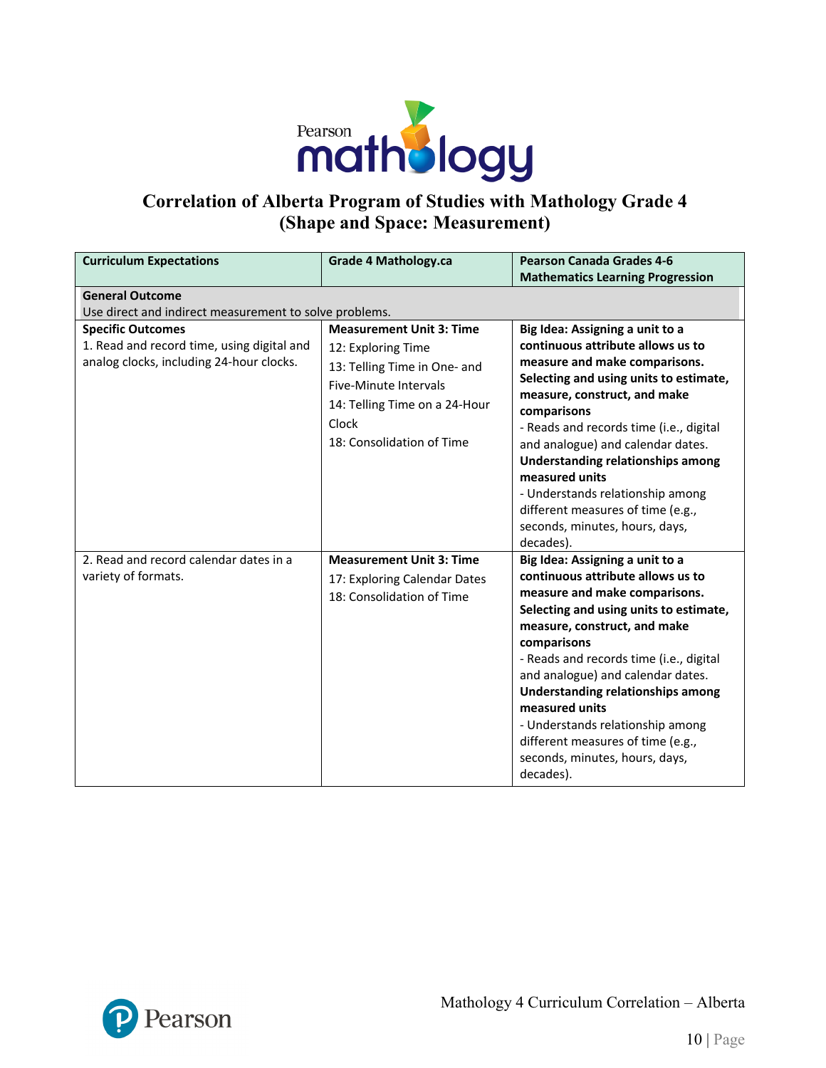# Correlation of Alberta Program of Studies with Mathology Grade 4 (Shape and Space: Measurement)

| Curriculum Expectations | Grade 4 Mathology.ca | Pearson Canada Grades 4-6 Mathematics Learning Progression |
|---|---|---|
| **General Outcome**<br>Use direct and indirect measurement to solve problems. | | |
| **Specific Outcomes**<br>1. Read and record time, using digital and analog clocks, including 24-hour clocks. | **Measurement Unit 3: Time**<br>12: Exploring Time<br>13: Telling Time in One- and Five-Minute Intervals<br>14: Telling Time on a 24-Hour Clock<br>18: Consolidation of Time | **Big Idea: Assigning a unit to a continuous attribute allows us to measure and make comparisons.**<br>**Selecting and using units to estimate, measure, construct, and make comparisons**<br>- Reads and records time (i.e., digital and analogue) and calendar dates.<br>**Understanding relationships among measured units**<br>- Understands relationship among different measures of time (e.g., seconds, minutes, hours, days, decades). |
| 2. Read and record calendar dates in a variety of formats. | **Measurement Unit 3: Time**<br>17: Exploring Calendar Dates<br>18: Consolidation of Time | **Big Idea: Assigning a unit to a continuous attribute allows us to measure and make comparisons.**<br>**Selecting and using units to estimate, measure, construct, and make comparisons**<br>- Reads and records time (i.e., digital and analogue) and calendar dates.<br>**Understanding relationships among measured units**<br>- Understands relationship among different measures of time (e.g., seconds, minutes, hours, days, decades). |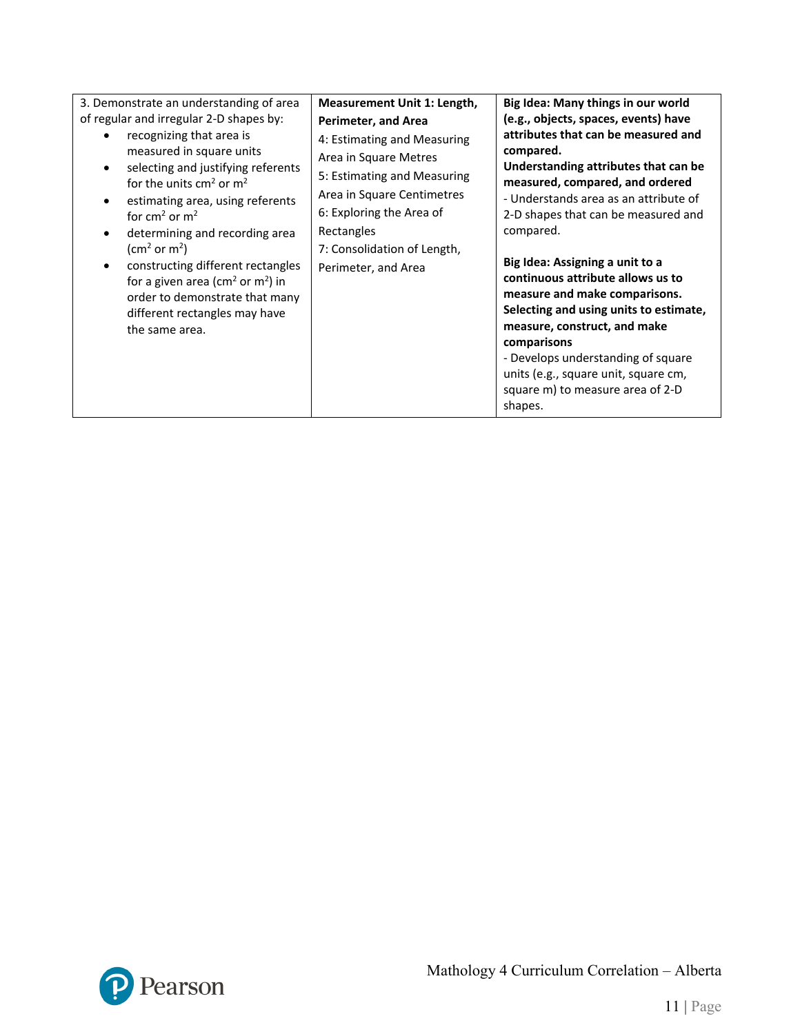| | | |
|---|---|---|
| 3. Demonstrate an understanding of area of regular and irregular 2-D shapes by:<br>• recognizing that area is measured in square units<br>• selecting and justifying referents for the units $cm^2$ or $m^2$<br>• estimating area, using referents for $cm^2$ or $m^2$<br>• determining and recording area ($cm^2$ or $m^2$)<br>• constructing different rectangles for a given area ($cm^2$ or $m^2$) in order to demonstrate that many different rectangles may have the same area. | **Measurement Unit 1: Length, Perimeter, and Area**<br>4: Estimating and Measuring Area in Square Metres<br>5: Estimating and Measuring Area in Square Centimetres<br>6: Exploring the Area of Rectangles<br>7: Consolidation of Length, Perimeter, and Area | **Big Idea: Many things in our world (e.g., objects, spaces, events) have attributes that can be measured and compared.**<br>**Understanding attributes that can be measured, compared, and ordered**<br>- Understands area as an attribute of 2-D shapes that can be measured and compared.<br><br>**Big Idea: Assigning a unit to a continuous attribute allows us to measure and make comparisons.**<br>**Selecting and using units to estimate, measure, construct, and make comparisons**<br>- Develops understanding of square units (e.g., square unit, square cm, square m) to measure area of 2-D shapes. |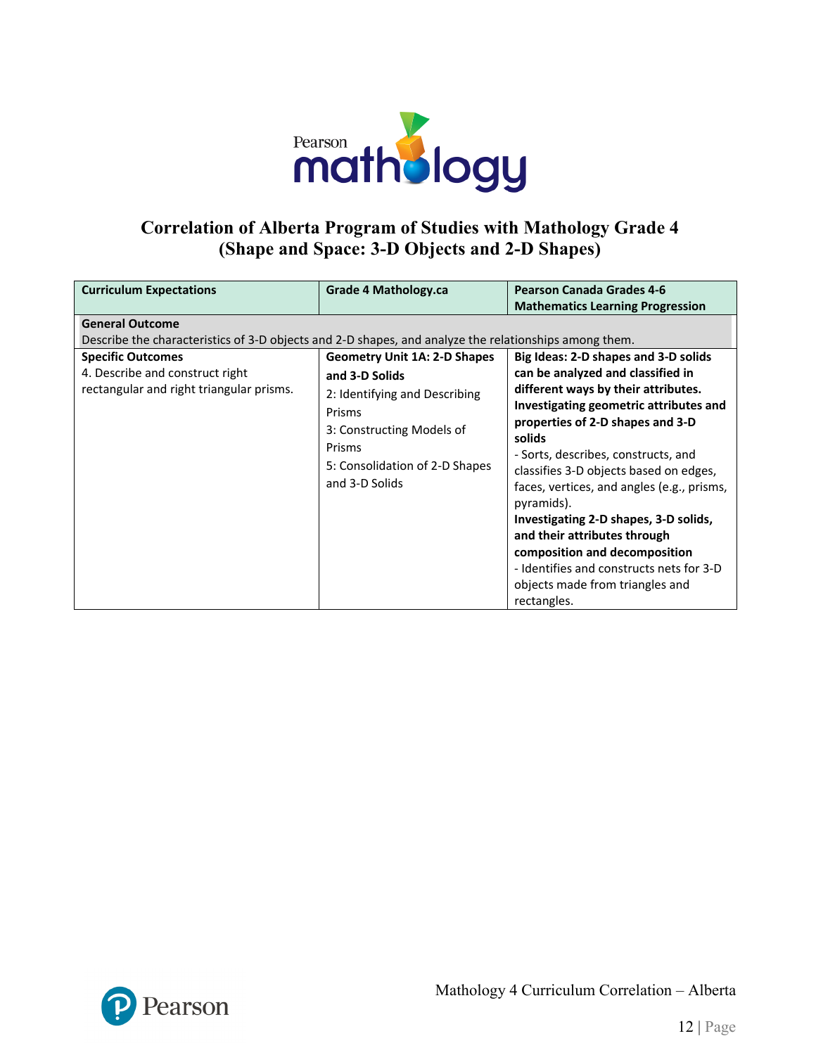## Correlation of Alberta Program of Studies with Mathology Grade 4 (Shape and Space: 3-D Objects and 2-D Shapes)

| Curriculum Expectations | Grade 4 Mathology.ca | Pearson Canada Grades 4-6 Mathematics Learning Progression |
| --- | --- | --- |
| **General Outcome**<br>Describe the characteristics of 3-D objects and 2-D shapes, and analyze the relationships among them. | | |
| **Specific Outcomes**<br>4. Describe and construct right rectangular and right triangular prisms. | **Geometry Unit 1A: 2-D Shapes and 3-D Solids**<br>2: Identifying and Describing Prisms<br>3: Constructing Models of Prisms<br>5: Consolidation of 2-D Shapes and 3-D Solids | **Big Ideas: 2-D shapes and 3-D solids can be analyzed and classified in different ways by their attributes.**<br>**Investigating geometric attributes and properties of 2-D shapes and 3-D solids**<br>- Sorts, describes, constructs, and classifies 3-D objects based on edges, faces, vertices, and angles (e.g., prisms, pyramids).<br>**Investigating 2-D shapes, 3-D solids, and their attributes through composition and decomposition**<br>- Identifies and constructs nets for 3-D objects made from triangles and rectangles. |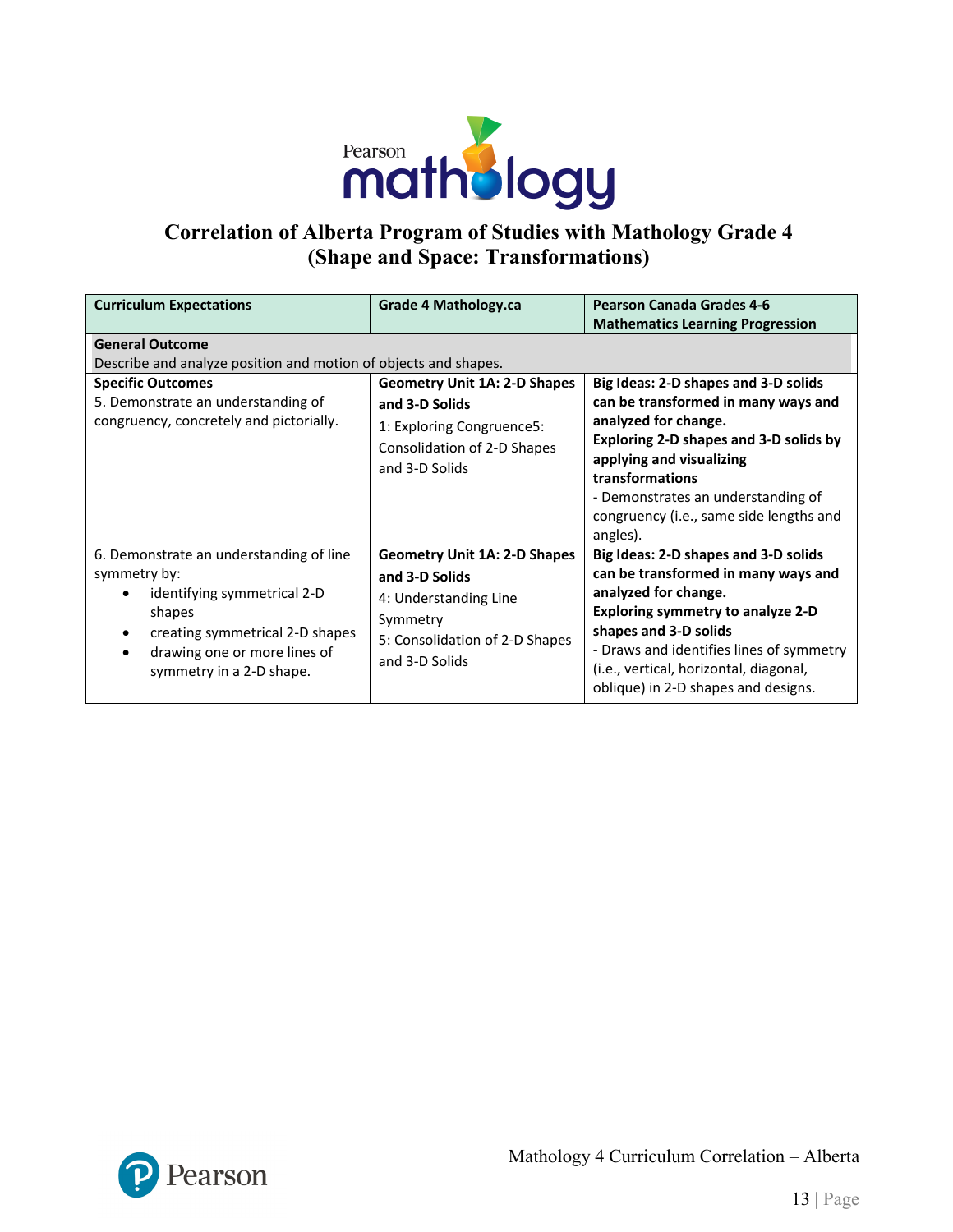# Correlation of Alberta Program of Studies with Mathology Grade 4 (Shape and Space: Transformations)

| Curriculum Expectations | Grade 4 Mathology.ca | Pearson Canada Grades 4-6 Mathematics Learning Progression |
|---|---|---|
| **General Outcome**<br>Describe and analyze position and motion of objects and shapes. | | |
| **Specific Outcomes**<br>5. Demonstrate an understanding of congruency, concretely and pictorially. | **Geometry Unit 1A: 2-D Shapes and 3-D Solids**<br>1: Exploring Congruence5: Consolidation of 2-D Shapes and 3-D Solids | **Big Ideas: 2-D shapes and 3-D solids can be transformed in many ways and analyzed for change.**<br>**Exploring 2-D shapes and 3-D solids by applying and visualizing transformations**<br>- Demonstrates an understanding of congruency (i.e., same side lengths and angles). |
| 6. Demonstrate an understanding of line symmetry by:<br>• identifying symmetrical 2-D shapes<br>• creating symmetrical 2-D shapes<br>• drawing one or more lines of symmetry in a 2-D shape. | **Geometry Unit 1A: 2-D Shapes and 3-D Solids**<br>4: Understanding Line Symmetry<br>5: Consolidation of 2-D Shapes and 3-D Solids | **Big Ideas: 2-D shapes and 3-D solids can be transformed in many ways and analyzed for change.**<br>**Exploring symmetry to analyze 2-D shapes and 3-D solids**<br>- Draws and identifies lines of symmetry (i.e., vertical, horizontal, diagonal, oblique) in 2-D shapes and designs. |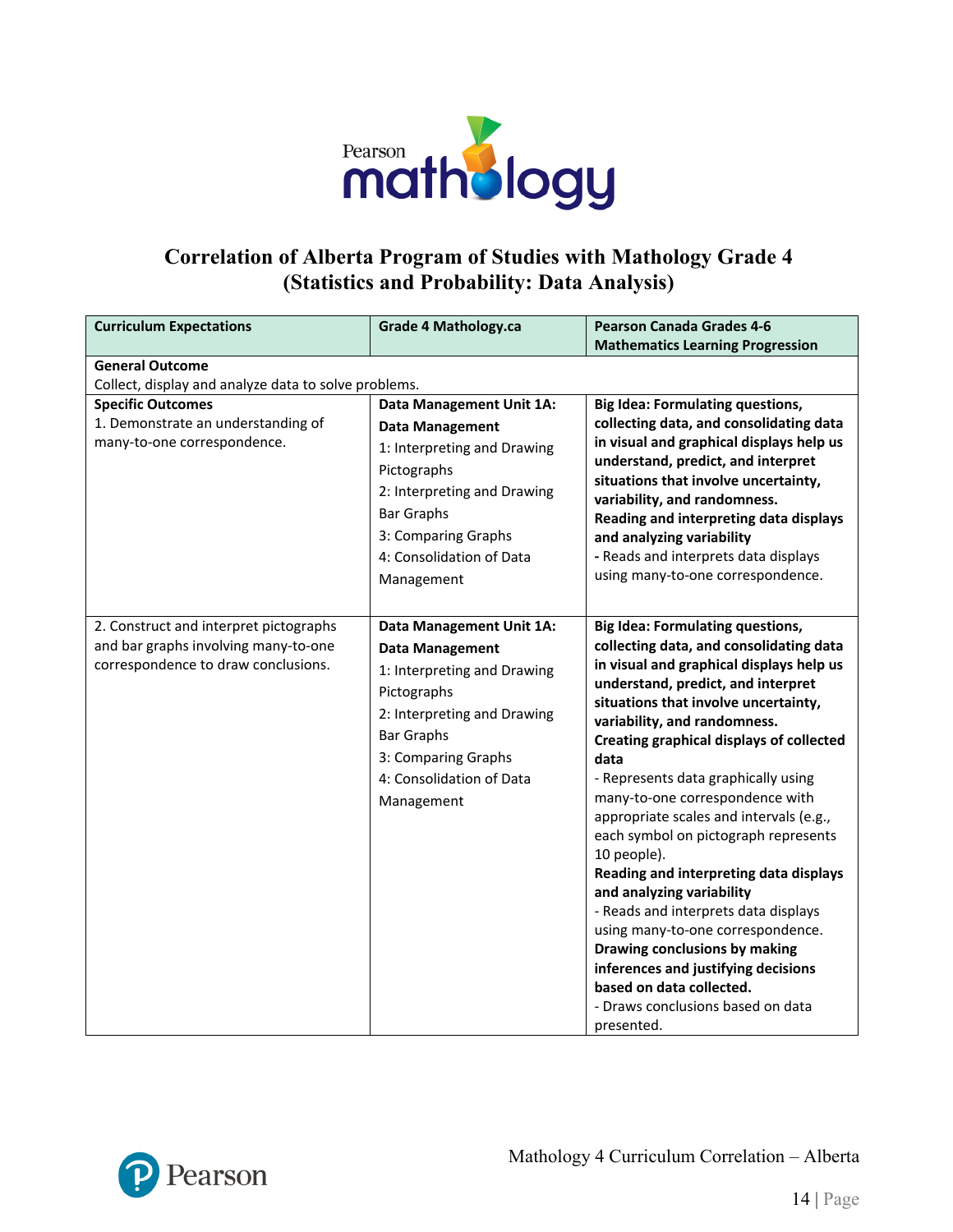# Correlation of Alberta Program of Studies with Mathology Grade 4 (Statistics and Probability: Data Analysis)

| Curriculum Expectations | Grade 4 Mathology.ca | Pearson Canada Grades 4-6 Mathematics Learning Progression |
|---|---|---|
| **General Outcome**<br>Collect, display and analyze data to solve problems. | | |
| **Specific Outcomes**<br>1. Demonstrate an understanding of many-to-one correspondence. | **Data Management Unit 1A: Data Management**<br>1: Interpreting and Drawing Pictographs<br>2: Interpreting and Drawing Bar Graphs<br>3: Comparing Graphs<br>4: Consolidation of Data Management | **Big Idea: Formulating questions, collecting data, and consolidating data in visual and graphical displays help us understand, predict, and interpret situations that involve uncertainty, variability, and randomness.**<br>**Reading and interpreting data displays and analyzing variability**<br>- Reads and interprets data displays using many-to-one correspondence. |
| 2. Construct and interpret pictographs and bar graphs involving many-to-one correspondence to draw conclusions. | **Data Management Unit 1A: Data Management**<br>1: Interpreting and Drawing Pictographs<br>2: Interpreting and Drawing Bar Graphs<br>3: Comparing Graphs<br>4: Consolidation of Data Management | **Big Idea: Formulating questions, collecting data, and consolidating data in visual and graphical displays help us understand, predict, and interpret situations that involve uncertainty, variability, and randomness.**<br>**Creating graphical displays of collected data**<br>- Represents data graphically using many-to-one correspondence with appropriate scales and intervals (e.g., each symbol on pictograph represents 10 people).<br>**Reading and interpreting data displays and analyzing variability**<br>- Reads and interprets data displays using many-to-one correspondence.<br>**Drawing conclusions by making inferences and justifying decisions based on data collected.**<br>- Draws conclusions based on data presented. |